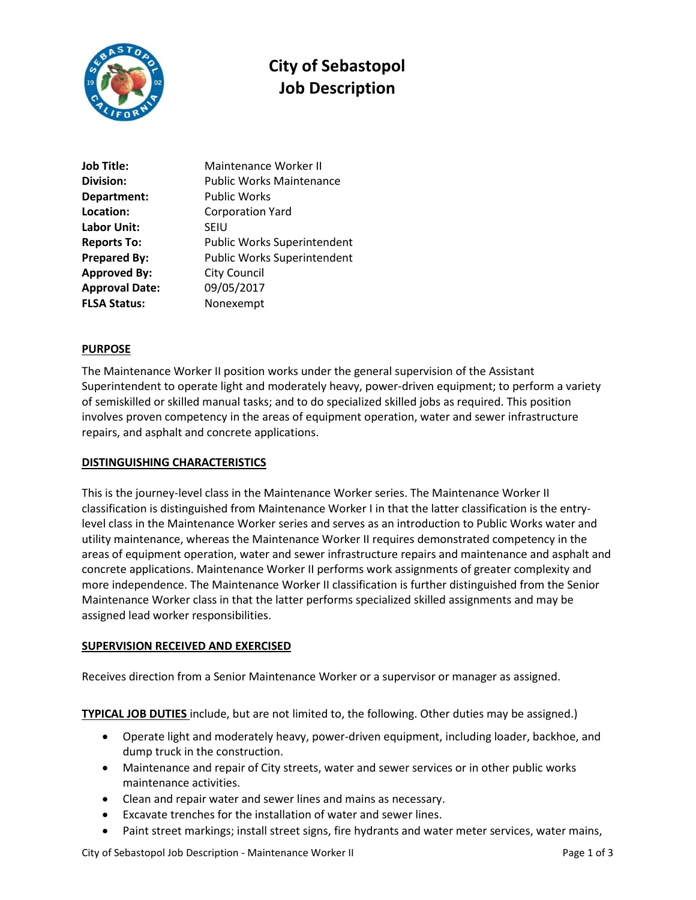# City of Sebastopol
# Job Description

| | |
|---|---|
| **Job Title:** | Maintenance Worker II |
| **Division:** | Public Works Maintenance |
| **Department:** | Public Works |
| **Location:** | Corporation Yard |
| **Labor Unit:** | SEIU |
| **Reports To:** | Public Works Superintendent |
| **Prepared By:** | Public Works Superintendent |
| **Approved By:** | City Council |
| **Approval Date:** | 09/05/2017 |
| **FLSA Status:** | Nonexempt |

## PURPOSE

The Maintenance Worker II position works under the general supervision of the Assistant Superintendent to operate light and moderately heavy, power-driven equipment; to perform a variety of semiskilled or skilled manual tasks; and to do specialized skilled jobs as required. This position involves proven competency in the areas of equipment operation, water and sewer infrastructure repairs, and asphalt and concrete applications.

## DISTINGUISHING CHARACTERISTICS

This is the journey-level class in the Maintenance Worker series. The Maintenance Worker II classification is distinguished from Maintenance Worker I in that the latter classification is the entry-level class in the Maintenance Worker series and serves as an introduction to Public Works water and utility maintenance, whereas the Maintenance Worker II requires demonstrated competency in the areas of equipment operation, water and sewer infrastructure repairs and maintenance and asphalt and concrete applications. Maintenance Worker II performs work assignments of greater complexity and more independence. The Maintenance Worker II classification is further distinguished from the Senior Maintenance Worker class in that the latter performs specialized skilled assignments and may be assigned lead worker responsibilities.

## SUPERVISION RECEIVED AND EXERCISED

Receives direction from a Senior Maintenance Worker or a supervisor or manager as assigned.

**TYPICAL JOB DUTIES** include, but are not limited to, the following. Other duties may be assigned.)

- Operate light and moderately heavy, power-driven equipment, including loader, backhoe, and dump truck in the construction.
- Maintenance and repair of City streets, water and sewer services or in other public works maintenance activities.
- Clean and repair water and sewer lines and mains as necessary.
- Excavate trenches for the installation of water and sewer lines.
- Paint street markings; install street signs, fire hydrants and water meter services, water mains,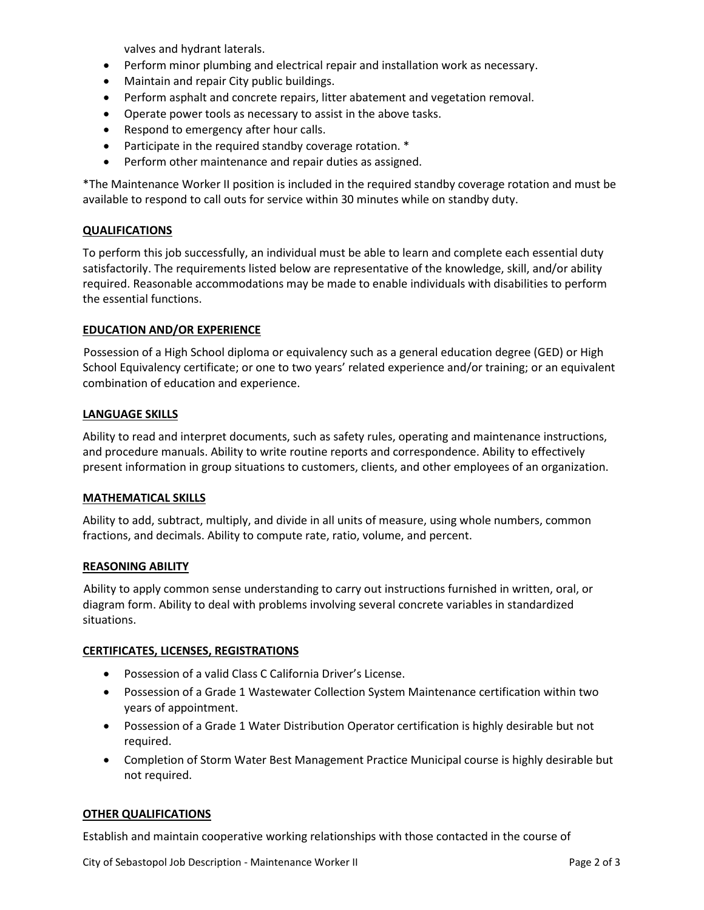valves and hydrant laterals.

- Perform minor plumbing and electrical repair and installation work as necessary.
- Maintain and repair City public buildings.
- Perform asphalt and concrete repairs, litter abatement and vegetation removal.
- Operate power tools as necessary to assist in the above tasks.
- Respond to emergency after hour calls.
- Participate in the required standby coverage rotation. *
- Perform other maintenance and repair duties as assigned.

*The Maintenance Worker II position is included in the required standby coverage rotation and must be available to respond to call outs for service within 30 minutes while on standby duty.

## QUALIFICATIONS

To perform this job successfully, an individual must be able to learn and complete each essential duty satisfactorily. The requirements listed below are representative of the knowledge, skill, and/or ability required. Reasonable accommodations may be made to enable individuals with disabilities to perform the essential functions.

## EDUCATION AND/OR EXPERIENCE

Possession of a High School diploma or equivalency such as a general education degree (GED) or High School Equivalency certificate; or one to two years' related experience and/or training; or an equivalent combination of education and experience.

## LANGUAGE SKILLS

Ability to read and interpret documents, such as safety rules, operating and maintenance instructions, and procedure manuals. Ability to write routine reports and correspondence. Ability to effectively present information in group situations to customers, clients, and other employees of an organization.

## MATHEMATICAL SKILLS

Ability to add, subtract, multiply, and divide in all units of measure, using whole numbers, common fractions, and decimals. Ability to compute rate, ratio, volume, and percent.

## REASONING ABILITY

Ability to apply common sense understanding to carry out instructions furnished in written, oral, or diagram form. Ability to deal with problems involving several concrete variables in standardized situations.

## CERTIFICATES, LICENSES, REGISTRATIONS

- Possession of a valid Class C California Driver's License.
- Possession of a Grade 1 Wastewater Collection System Maintenance certification within two years of appointment.
- Possession of a Grade 1 Water Distribution Operator certification is highly desirable but not required.
- Completion of Storm Water Best Management Practice Municipal course is highly desirable but not required.

## OTHER QUALIFICATIONS

Establish and maintain cooperative working relationships with those contacted in the course of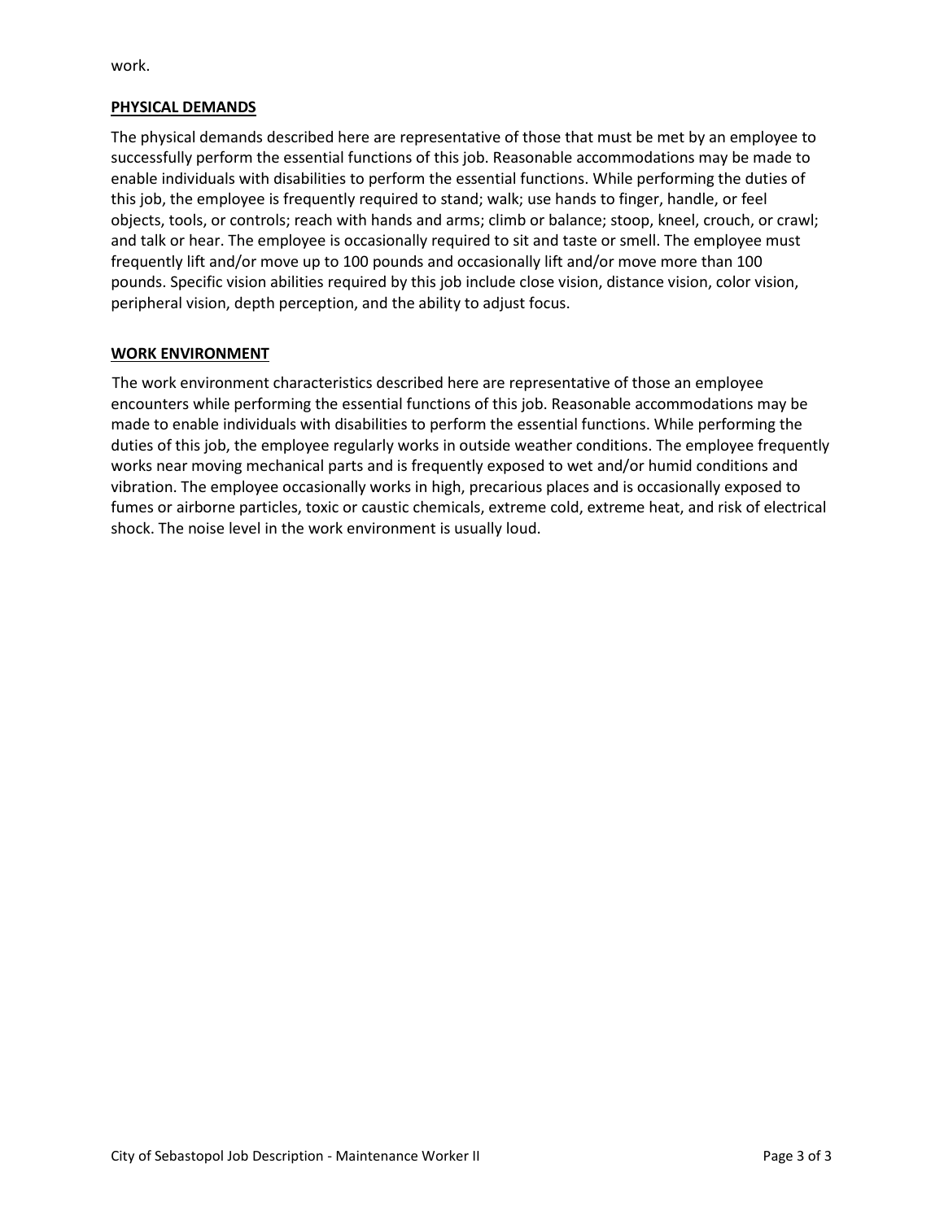work.

## PHYSICAL DEMANDS

The physical demands described here are representative of those that must be met by an employee to successfully perform the essential functions of this job. Reasonable accommodations may be made to enable individuals with disabilities to perform the essential functions. While performing the duties of this job, the employee is frequently required to stand; walk; use hands to finger, handle, or feel objects, tools, or controls; reach with hands and arms; climb or balance; stoop, kneel, crouch, or crawl; and talk or hear. The employee is occasionally required to sit and taste or smell. The employee must frequently lift and/or move up to 100 pounds and occasionally lift and/or move more than 100 pounds. Specific vision abilities required by this job include close vision, distance vision, color vision, peripheral vision, depth perception, and the ability to adjust focus.

## WORK ENVIRONMENT

The work environment characteristics described here are representative of those an employee encounters while performing the essential functions of this job. Reasonable accommodations may be made to enable individuals with disabilities to perform the essential functions. While performing the duties of this job, the employee regularly works in outside weather conditions. The employee frequently works near moving mechanical parts and is frequently exposed to wet and/or humid conditions and vibration. The employee occasionally works in high, precarious places and is occasionally exposed to fumes or airborne particles, toxic or caustic chemicals, extreme cold, extreme heat, and risk of electrical shock. The noise level in the work environment is usually loud.